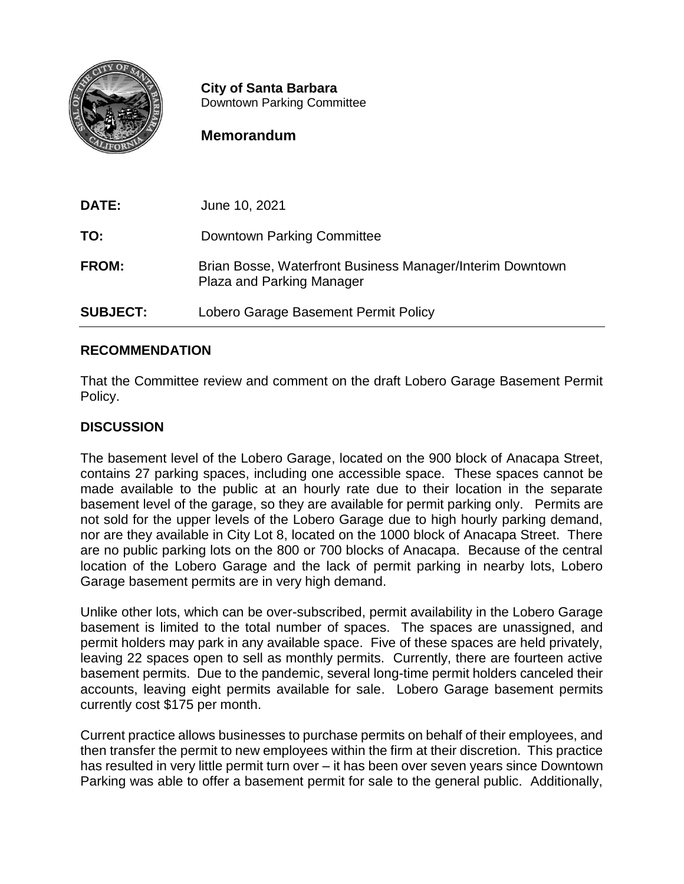**City of Santa Barbara**
Downtown Parking Committee

**Memorandum**

| | |
|---|---|
| **DATE:** | June 10, 2021 |
| **TO:** | Downtown Parking Committee |
| **FROM:** | Brian Bosse, Waterfront Business Manager/Interim Downtown Plaza and Parking Manager |
| **SUBJECT:** | Lobero Garage Basement Permit Policy |

## RECOMMENDATION

That the Committee review and comment on the draft Lobero Garage Basement Permit Policy.

## DISCUSSION

The basement level of the Lobero Garage, located on the 900 block of Anacapa Street, contains 27 parking spaces, including one accessible space. These spaces cannot be made available to the public at an hourly rate due to their location in the separate basement level of the garage, so they are available for permit parking only. Permits are not sold for the upper levels of the Lobero Garage due to high hourly parking demand, nor are they available in City Lot 8, located on the 1000 block of Anacapa Street. There are no public parking lots on the 800 or 700 blocks of Anacapa. Because of the central location of the Lobero Garage and the lack of permit parking in nearby lots, Lobero Garage basement permits are in very high demand.

Unlike other lots, which can be over-subscribed, permit availability in the Lobero Garage basement is limited to the total number of spaces. The spaces are unassigned, and permit holders may park in any available space. Five of these spaces are held privately, leaving 22 spaces open to sell as monthly permits. Currently, there are fourteen active basement permits. Due to the pandemic, several long-time permit holders canceled their accounts, leaving eight permits available for sale. Lobero Garage basement permits currently cost $175 per month.

Current practice allows businesses to purchase permits on behalf of their employees, and then transfer the permit to new employees within the firm at their discretion. This practice has resulted in very little permit turn over – it has been over seven years since Downtown Parking was able to offer a basement permit for sale to the general public. Additionally,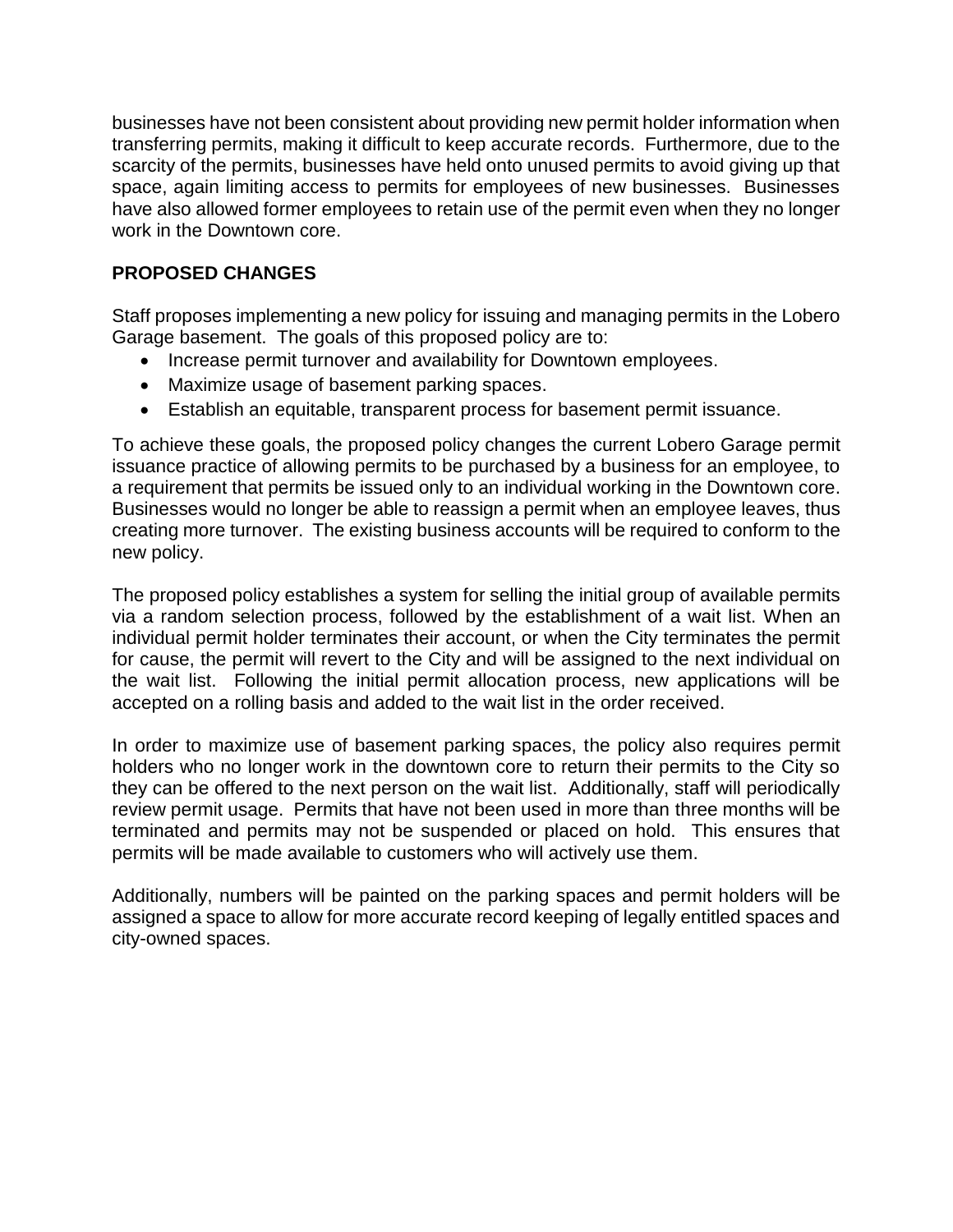businesses have not been consistent about providing new permit holder information when transferring permits, making it difficult to keep accurate records. Furthermore, due to the scarcity of the permits, businesses have held onto unused permits to avoid giving up that space, again limiting access to permits for employees of new businesses. Businesses have also allowed former employees to retain use of the permit even when they no longer work in the Downtown core.

**PROPOSED CHANGES**

Staff proposes implementing a new policy for issuing and managing permits in the Lobero Garage basement. The goals of this proposed policy are to:

- Increase permit turnover and availability for Downtown employees.
- Maximize usage of basement parking spaces.
- Establish an equitable, transparent process for basement permit issuance.

To achieve these goals, the proposed policy changes the current Lobero Garage permit issuance practice of allowing permits to be purchased by a business for an employee, to a requirement that permits be issued only to an individual working in the Downtown core. Businesses would no longer be able to reassign a permit when an employee leaves, thus creating more turnover. The existing business accounts will be required to conform to the new policy.

The proposed policy establishes a system for selling the initial group of available permits via a random selection process, followed by the establishment of a wait list. When an individual permit holder terminates their account, or when the City terminates the permit for cause, the permit will revert to the City and will be assigned to the next individual on the wait list. Following the initial permit allocation process, new applications will be accepted on a rolling basis and added to the wait list in the order received.

In order to maximize use of basement parking spaces, the policy also requires permit holders who no longer work in the downtown core to return their permits to the City so they can be offered to the next person on the wait list. Additionally, staff will periodically review permit usage. Permits that have not been used in more than three months will be terminated and permits may not be suspended or placed on hold. This ensures that permits will be made available to customers who will actively use them.

Additionally, numbers will be painted on the parking spaces and permit holders will be assigned a space to allow for more accurate record keeping of legally entitled spaces and city-owned spaces.